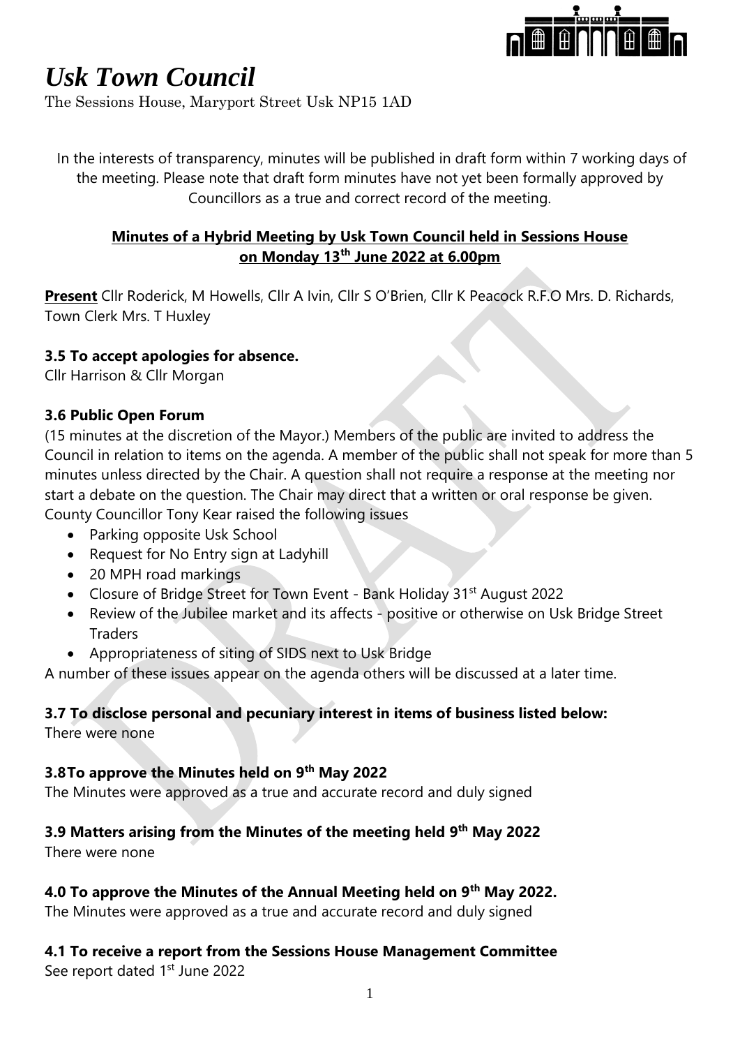# *Usk Town Council*

The Sessions House, Maryport Street Usk NP15 1AD

In the interests of transparency, minutes will be published in draft form within 7 working days of the meeting. Please note that draft form minutes have not yet been formally approved by Councillors as a true and correct record of the meeting.

**Minutes of a Hybrid Meeting by Usk Town Council held in Sessions House on Monday 13th June 2022 at 6.00pm**

**Present** Cllr Roderick, M Howells, Cllr A Ivin, Cllr S O'Brien, Cllr K Peacock R.F.O Mrs. D. Richards, Town Clerk Mrs. T Huxley

### 3.5 To accept apologies for absence.

Cllr Harrison & Cllr Morgan

### 3.6 Public Open Forum

(15 minutes at the discretion of the Mayor.) Members of the public are invited to address the Council in relation to items on the agenda. A member of the public shall not speak for more than 5 minutes unless directed by the Chair. A question shall not require a response at the meeting nor start a debate on the question. The Chair may direct that a written or oral response be given.
County Councillor Tony Kear raised the following issues

- Parking opposite Usk School
- Request for No Entry sign at Ladyhill
- 20 MPH road markings
- Closure of Bridge Street for Town Event - Bank Holiday 31st August 2022
- Review of the Jubilee market and its affects - positive or otherwise on Usk Bridge Street Traders
- Appropriateness of siting of SIDS next to Usk Bridge

A number of these issues appear on the agenda others will be discussed at a later time.

### 3.7 To disclose personal and pecuniary interest in items of business listed below:

There were none

### 3.8To approve the Minutes held on 9th May 2022

The Minutes were approved as a true and accurate record and duly signed

### 3.9 Matters arising from the Minutes of the meeting held 9th May 2022

There were none

### 4.0 To approve the Minutes of the Annual Meeting held on 9th May 2022.

The Minutes were approved as a true and accurate record and duly signed

### 4.1 To receive a report from the Sessions House Management Committee

See report dated 1st June 2022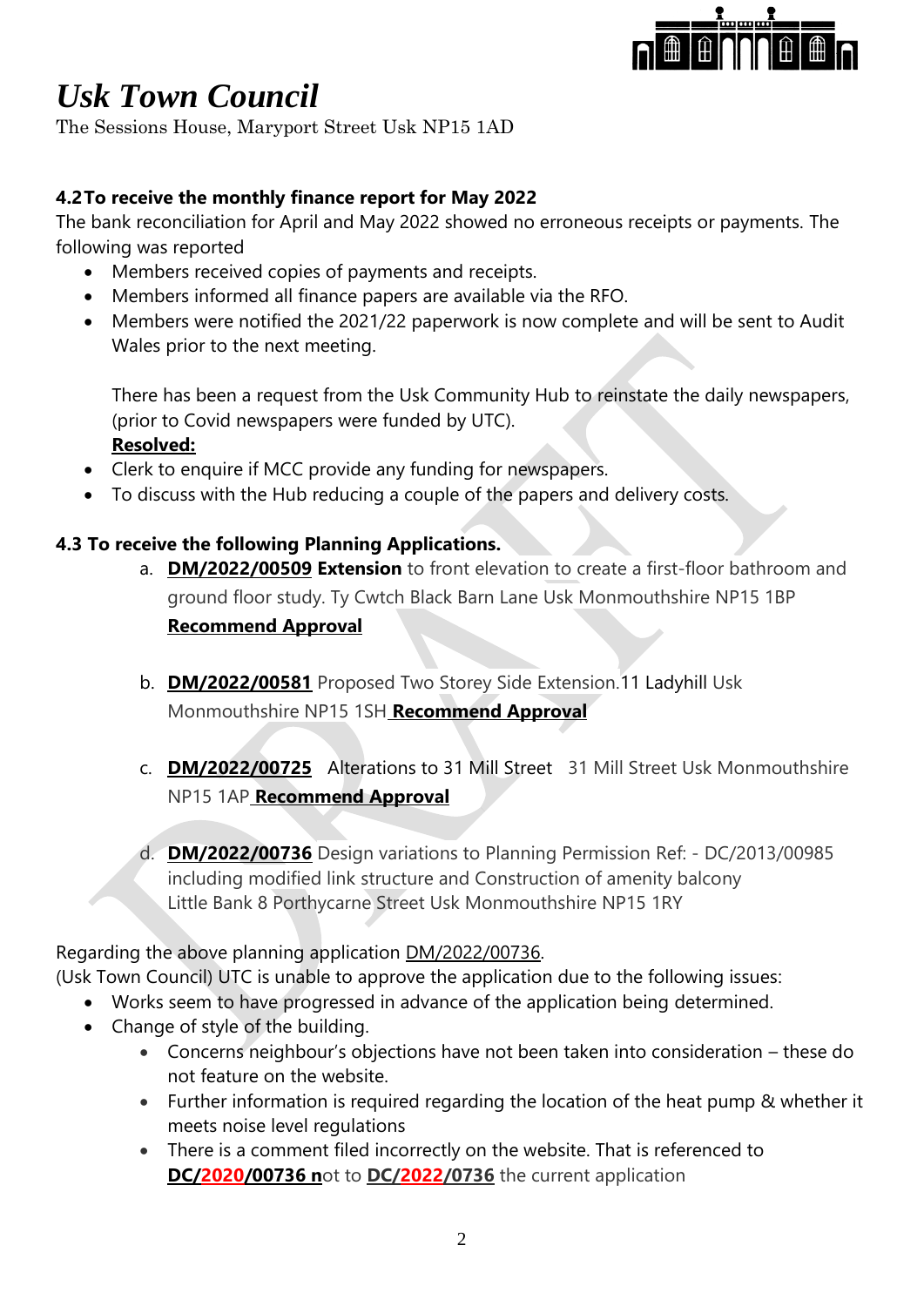# *Usk Town Council*

The Sessions House, Maryport Street Usk NP15 1AD

### 4.2 To receive the monthly finance report for May 2022

The bank reconciliation for April and May 2022 showed no erroneous receipts or payments. The following was reported

- Members received copies of payments and receipts.
- Members informed all finance papers are available via the RFO.
- Members were notified the 2021/22 paperwork is now complete and will be sent to Audit Wales prior to the next meeting.

  There has been a request from the Usk Community Hub to reinstate the daily newspapers, (prior to Covid newspapers were funded by UTC).

  **Resolved:**
- Clerk to enquire if MCC provide any funding for newspapers.
- To discuss with the Hub reducing a couple of the papers and delivery costs.

### 4.3 To receive the following Planning Applications.

a. **DM/2022/00509** **Extension** to front elevation to create a first-floor bathroom and ground floor study. Ty Cwtch Black Barn Lane Usk Monmouthshire NP15 1BP
   **Recommend Approval**

b. **DM/2022/00581** Proposed Two Storey Side Extension.11 Ladyhill Usk Monmouthshire NP15 1SH **Recommend Approval**

c. **DM/2022/00725** Alterations to 31 Mill Street 31 Mill Street Usk Monmouthshire NP15 1AP **Recommend Approval**

d. **DM/2022/00736** Design variations to Planning Permission Ref: - DC/2013/00985 including modified link structure and Construction of amenity balcony Little Bank 8 Porthycarne Street Usk Monmouthshire NP15 1RY

Regarding the above planning application DM/2022/00736.
(Usk Town Council) UTC is unable to approve the application due to the following issues:

- Works seem to have progressed in advance of the application being determined.
- Change of style of the building.
  - Concerns neighbour's objections have not been taken into consideration – these do not feature on the website.
  - Further information is required regarding the location of the heat pump & whether it meets noise level regulations
  - There is a comment filed incorrectly on the website. That is referenced to **DC/2020/00736 n**ot to **DC/2022/0736** the current application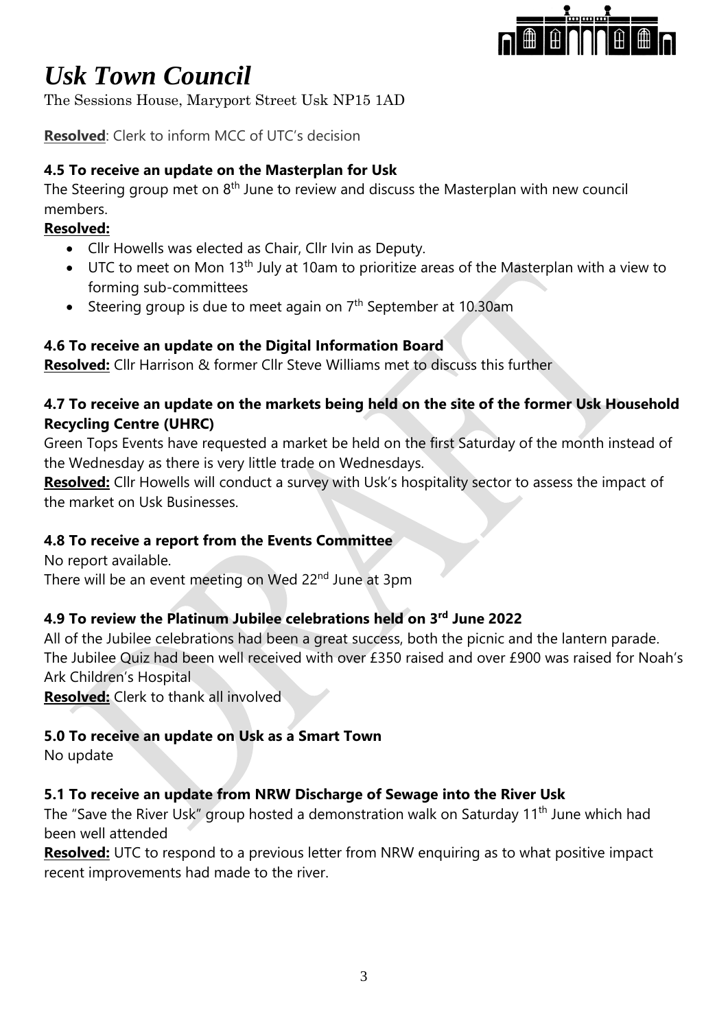# *Usk Town Council*

The Sessions House, Maryport Street Usk NP15 1AD

**Resolved**: Clerk to inform MCC of UTC's decision

**4.5 To receive an update on the Masterplan for Usk**

The Steering group met on 8th June to review and discuss the Masterplan with new council members.

**Resolved:**

- Cllr Howells was elected as Chair, Cllr Ivin as Deputy.
- UTC to meet on Mon 13th July at 10am to prioritize areas of the Masterplan with a view to forming sub-committees
- Steering group is due to meet again on 7th September at 10.30am

**4.6 To receive an update on the Digital Information Board**

**Resolved:** Cllr Harrison & former Cllr Steve Williams met to discuss this further

**4.7 To receive an update on the markets being held on the site of the former Usk Household Recycling Centre (UHRC)**

Green Tops Events have requested a market be held on the first Saturday of the month instead of the Wednesday as there is very little trade on Wednesdays.

**Resolved:** Cllr Howells will conduct a survey with Usk's hospitality sector to assess the impact of the market on Usk Businesses.

**4.8 To receive a report from the Events Committee**

No report available.

There will be an event meeting on Wed 22nd June at 3pm

**4.9 To review the Platinum Jubilee celebrations held on 3rd June 2022**

All of the Jubilee celebrations had been a great success, both the picnic and the lantern parade. The Jubilee Quiz had been well received with over £350 raised and over £900 was raised for Noah's Ark Children's Hospital

**Resolved:** Clerk to thank all involved

**5.0 To receive an update on Usk as a Smart Town**

No update

**5.1 To receive an update from NRW Discharge of Sewage into the River Usk**

The "Save the River Usk" group hosted a demonstration walk on Saturday 11th June which had been well attended

**Resolved:** UTC to respond to a previous letter from NRW enquiring as to what positive impact recent improvements had made to the river.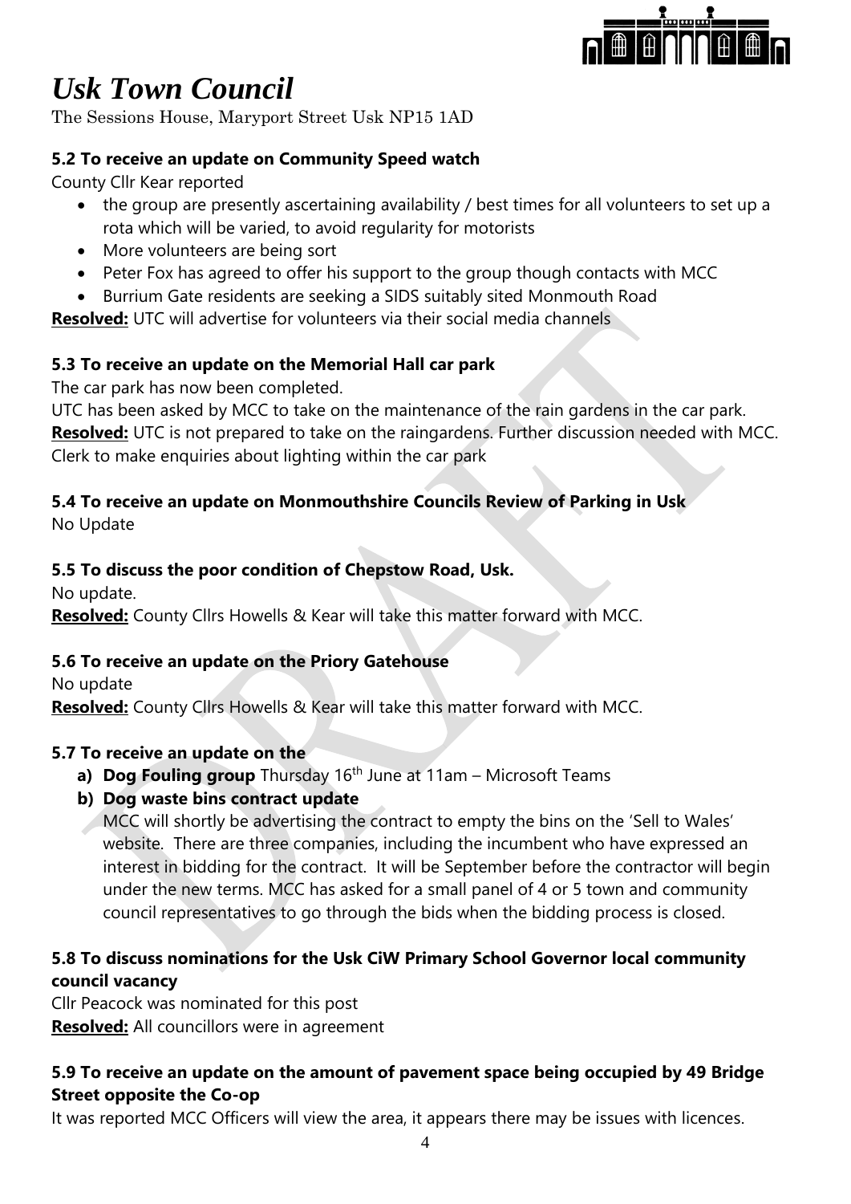# *Usk Town Council*

The Sessions House, Maryport Street Usk NP15 1AD

**5.2 To receive an update on Community Speed watch**

County Cllr Kear reported

- the group are presently ascertaining availability / best times for all volunteers to set up a rota which will be varied, to avoid regularity for motorists
- More volunteers are being sort
- Peter Fox has agreed to offer his support to the group though contacts with MCC
- Burrium Gate residents are seeking a SIDS suitably sited Monmouth Road

**Resolved:** UTC will advertise for volunteers via their social media channels

**5.3 To receive an update on the Memorial Hall car park**

The car park has now been completed.

UTC has been asked by MCC to take on the maintenance of the rain gardens in the car park.

**Resolved:** UTC is not prepared to take on the raingardens. Further discussion needed with MCC. Clerk to make enquiries about lighting within the car park

**5.4 To receive an update on Monmouthshire Councils Review of Parking in Usk**

No Update

**5.5 To discuss the poor condition of Chepstow Road, Usk.**

No update.

**Resolved:** County Cllrs Howells & Kear will take this matter forward with MCC.

**5.6 To receive an update on the Priory Gatehouse**

No update

**Resolved:** County Cllrs Howells & Kear will take this matter forward with MCC.

**5.7 To receive an update on the**

**a) Dog Fouling group** Thursday 16th June at 11am – Microsoft Teams

**b) Dog waste bins contract update**

MCC will shortly be advertising the contract to empty the bins on the 'Sell to Wales' website. There are three companies, including the incumbent who have expressed an interest in bidding for the contract. It will be September before the contractor will begin under the new terms. MCC has asked for a small panel of 4 or 5 town and community council representatives to go through the bids when the bidding process is closed.

**5.8 To discuss nominations for the Usk CiW Primary School Governor local community council vacancy**

Cllr Peacock was nominated for this post

**Resolved:** All councillors were in agreement

**5.9 To receive an update on the amount of pavement space being occupied by 49 Bridge Street opposite the Co-op**

It was reported MCC Officers will view the area, it appears there may be issues with licences.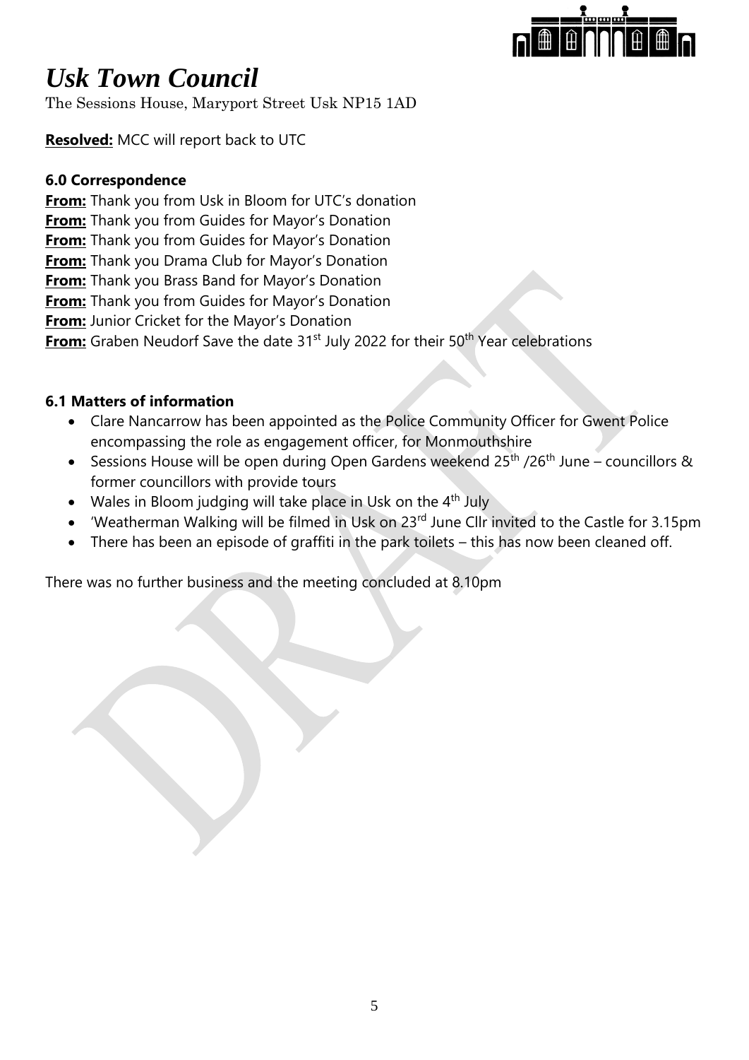# *Usk Town Council*

The Sessions House, Maryport Street Usk NP15 1AD

**Resolved:** MCC will report back to UTC

**6.0 Correspondence**

**From:** Thank you from Usk in Bloom for UTC's donation
**From:** Thank you from Guides for Mayor's Donation
**From:** Thank you from Guides for Mayor's Donation
**From:** Thank you Drama Club for Mayor's Donation
**From:** Thank you Brass Band for Mayor's Donation
**From:** Thank you from Guides for Mayor's Donation
**From:** Junior Cricket for the Mayor's Donation
**From:** Graben Neudorf Save the date 31st July 2022 for their 50th Year celebrations

**6.1 Matters of information**

- Clare Nancarrow has been appointed as the Police Community Officer for Gwent Police encompassing the role as engagement officer, for Monmouthshire
- Sessions House will be open during Open Gardens weekend 25th /26th June – councillors & former councillors with provide tours
- Wales in Bloom judging will take place in Usk on the 4th July
- 'Weatherman Walking will be filmed in Usk on 23rd June Cllr invited to the Castle for 3.15pm
- There has been an episode of graffiti in the park toilets – this has now been cleaned off.

There was no further business and the meeting concluded at 8.10pm